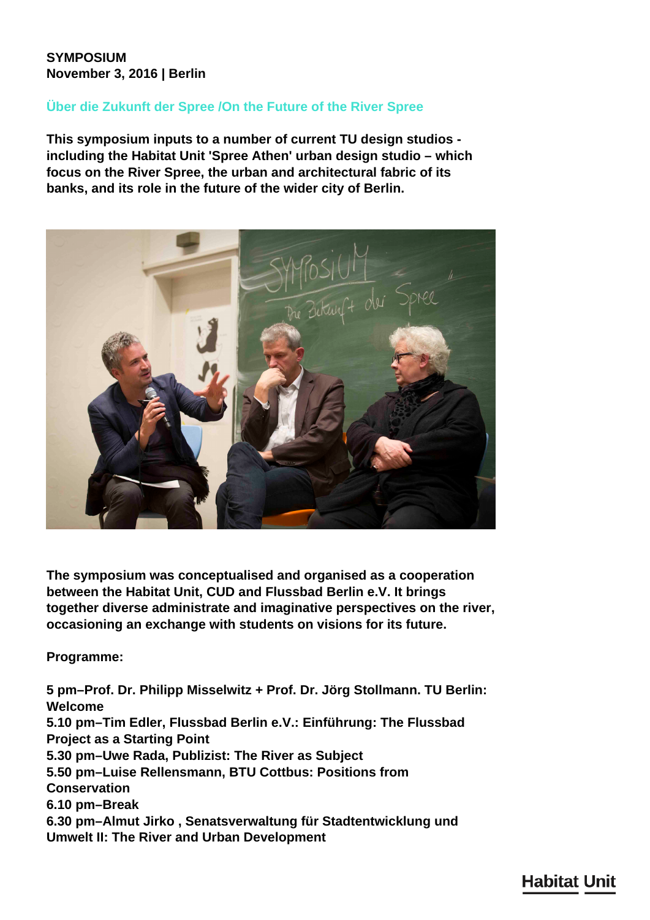**SYMPOSIUM**
**November 3, 2016 | Berlin**

## Über die Zukunft der Spree /On the Future of the River Spree

**This symposium inputs to a number of current TU design studios - including the Habitat Unit 'Spree Athen' urban design studio – which focus on the River Spree, the urban and architectural fabric of its banks, and its role in the future of the wider city of Berlin.**

**The symposium was conceptualised and organised as a cooperation between the Habitat Unit, CUD and Flussbad Berlin e.V. It brings together diverse administrate and imaginative perspectives on the river, occasioning an exchange with students on visions for its future.**

**Programme:**

**5 pm–Prof. Dr. Philipp Misselwitz + Prof. Dr. Jörg Stollmann. TU Berlin: Welcome**
**5.10 pm–Tim Edler, Flussbad Berlin e.V.: Einführung: The Flussbad Project as a Starting Point**
**5.30 pm–Uwe Rada, Publizist: The River as Subject**
**5.50 pm–Luise Rellensmann, BTU Cottbus: Positions from Conservation**
**6.10 pm–Break**
**6.30 pm–Almut Jirko , Senatsverwaltung für Stadtentwicklung und Umwelt II: The River and Urban Development**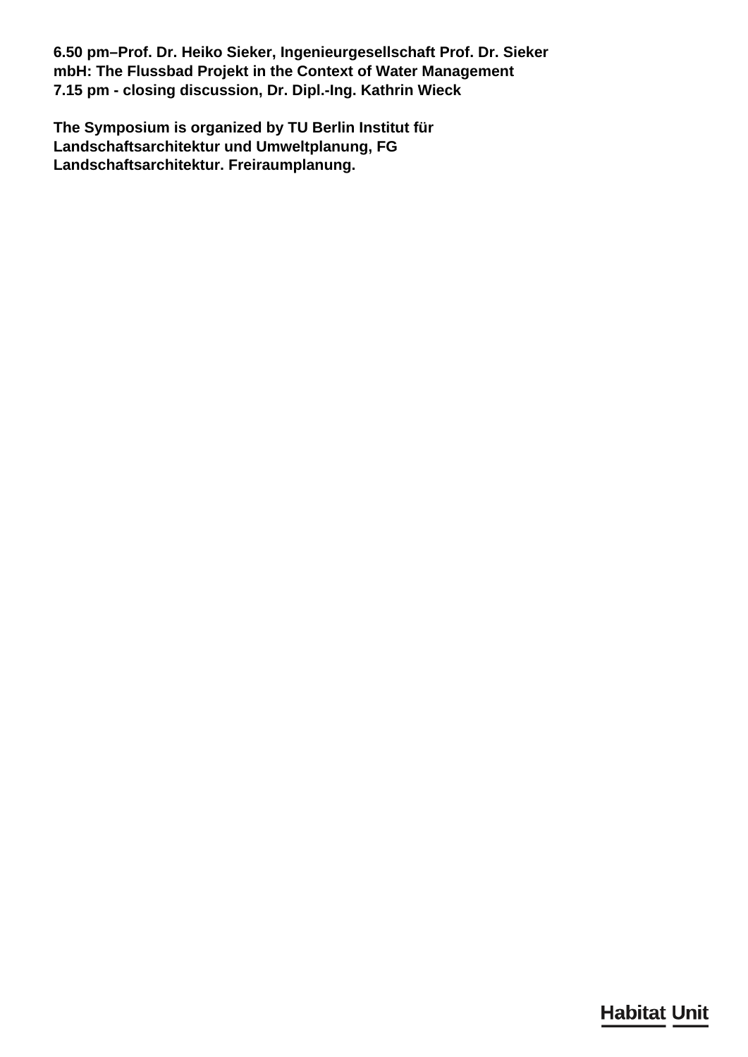**6.50 pm–Prof. Dr. Heiko Sieker, Ingenieurgesellschaft Prof. Dr. Sieker mbH: The Flussbad Projekt in the Context of Water Management**
**7.15 pm - closing discussion, Dr. Dipl.-Ing. Kathrin Wieck**

**The Symposium is organized by TU Berlin Institut für Landschaftsarchitektur und Umweltplanung, FG Landschaftsarchitektur. Freiraumplanung.**